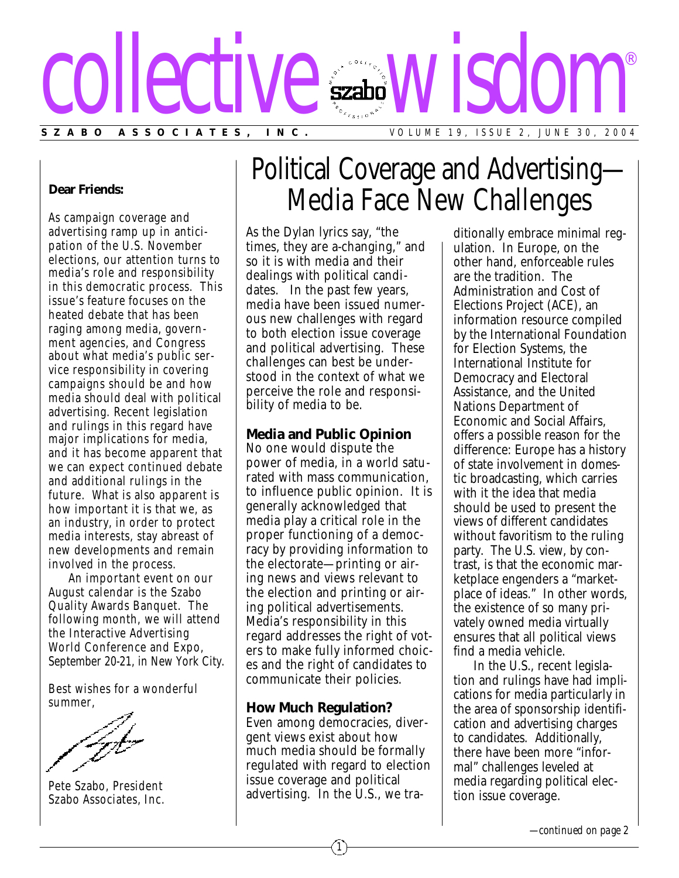# collective wisdom®

**SZABO ASSOCIATES, INC.** VOLUME 19, ISSUE 2, JUNE 30, 2004

**Dear Friends:**

As campaign coverage and advertising ramp up in anticipation of the U.S. November elections, our attention turns to media's role and responsibility in this democratic process. This issue's feature focuses on the heated debate that has been raging among media, government agencies, and Congress about what media's public service responsibility in covering campaigns should be and how media should deal with political advertising. Recent legislation and rulings in this regard have major implications for media, and it has become apparent that we can expect continued debate and additional rulings in the future. What is also apparent is how important it is that we, as an industry, in order to protect media interests, stay abreast of new developments and remain involved in the process.

An important event on our August calendar is the Szabo Quality Awards Banquet. The following month, we will attend the Interactive Advertising World Conference and Expo, September 20-21, in New York City.

Best wishes for a wonderful summer,

Pete Szabo, President
Szabo Associates, Inc.

# Political Coverage and Advertising—Media Face New Challenges

As the Dylan lyrics say, "the times, they are a-changing," and so it is with media and their dealings with political candidates. In the past few years, media have been issued numerous new challenges with regard to both election issue coverage and political advertising. These challenges can best be understood in the context of what we perceive the role and responsibility of media to be.

## Media and Public Opinion

No one would dispute the power of media, in a world saturated with mass communication, to influence public opinion. It is generally acknowledged that media play a critical role in the proper functioning of a democracy by providing information to the electorate—printing or airing news and views relevant to the election and printing or airing political advertisements. Media's responsibility in this regard addresses the right of voters to make fully informed choices and the right of candidates to communicate their policies.

## How Much Regulation?

Even among democracies, divergent views exist about how much media should be formally regulated with regard to election issue coverage and political advertising. In the U.S., we traditionally embrace minimal regulation. In Europe, on the other hand, enforceable rules are the tradition. The Administration and Cost of Elections Project (ACE), an information resource compiled by the International Foundation for Election Systems, the International Institute for Democracy and Electoral Assistance, and the United Nations Department of Economic and Social Affairs, offers a possible reason for the difference: Europe has a history of state involvement in domestic broadcasting, which carries with it the idea that media should be used to present the views of different candidates without favoritism to the ruling party. The U.S. view, by contrast, is that the economic marketplace engenders a "marketplace of ideas." In other words, the existence of so many privately owned media virtually ensures that all political views find a media vehicle.

In the U.S., recent legislation and rulings have had implications for media particularly in the area of sponsorship identification and advertising charges to candidates. Additionally, there have been more "informal" challenges leveled at media regarding political election issue coverage.

*—continued on page 2*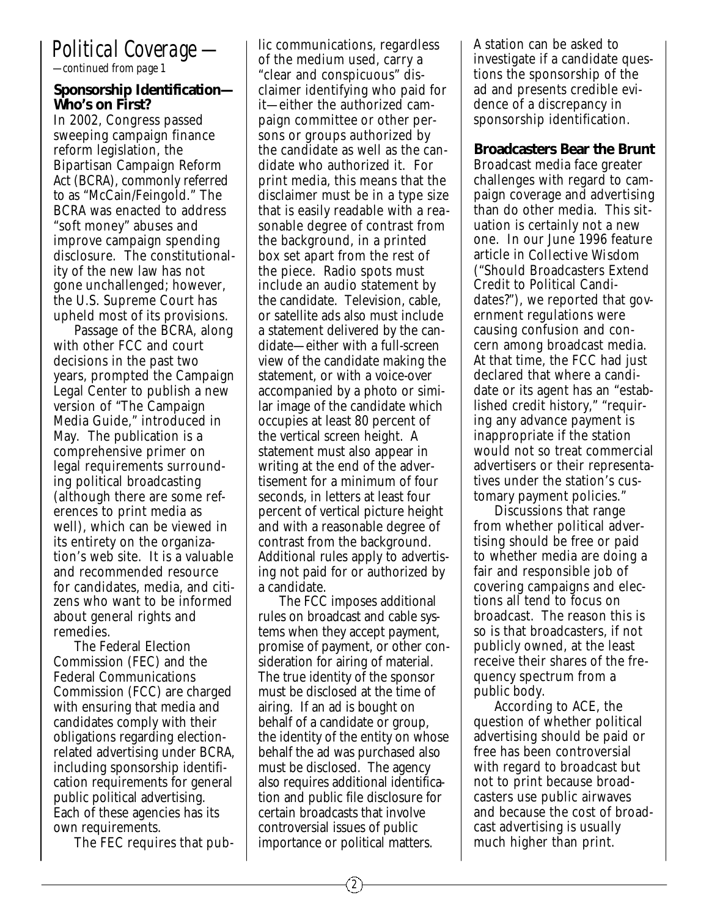# Political Coverage —

*—continued from page 1*

## Sponsorship Identification—Who's on First?

In 2002, Congress passed sweeping campaign finance reform legislation, the Bipartisan Campaign Reform Act (BCRA), commonly referred to as "McCain/Feingold." The BCRA was enacted to address "soft money" abuses and improve campaign spending disclosure. The constitutionality of the new law has not gone unchallenged; however, the U.S. Supreme Court has upheld most of its provisions.

Passage of the BCRA, along with other FCC and court decisions in the past two years, prompted the Campaign Legal Center to publish a new version of "The Campaign Media Guide," introduced in May. The publication is a comprehensive primer on legal requirements surrounding political broadcasting (although there are some references to print media as well), which can be viewed in its entirety on the organization's web site. It is a valuable and recommended resource for candidates, media, and citizens who want to be informed about general rights and remedies.

The Federal Election Commission (FEC) and the Federal Communications Commission (FCC) are charged with ensuring that media and candidates comply with their obligations regarding election-related advertising under BCRA, including sponsorship identification requirements for general public political advertising. Each of these agencies has its own requirements.

The FEC requires that public communications, regardless of the medium used, carry a "clear and conspicuous" disclaimer identifying who paid for it—either the authorized campaign committee or other persons or groups authorized by the candidate as well as the candidate who authorized it. For print media, this means that the disclaimer must be in a type size that is easily readable with a reasonable degree of contrast from the background, in a printed box set apart from the rest of the piece. Radio spots must include an audio statement by the candidate. Television, cable, or satellite ads also must include a statement delivered by the candidate—either with a full-screen view of the candidate making the statement, or with a voice-over accompanied by a photo or similar image of the candidate which occupies at least 80 percent of the vertical screen height. A statement must also appear in writing at the end of the advertisement for a minimum of four seconds, in letters at least four percent of vertical picture height and with a reasonable degree of contrast from the background. Additional rules apply to advertising not paid for or authorized by a candidate.

The FCC imposes additional rules on broadcast and cable systems when they accept payment, promise of payment, or other consideration for airing of material. The true identity of the sponsor must be disclosed at the time of airing. If an ad is bought on behalf of a candidate or group, the identity of the entity on whose behalf the ad was purchased also must be disclosed. The agency also requires additional identification and public file disclosure for certain broadcasts that involve controversial issues of public importance or political matters. A station can be asked to investigate if a candidate questions the sponsorship of the ad and presents credible evidence of a discrepancy in sponsorship identification.

## Broadcasters Bear the Brunt

Broadcast media face greater challenges with regard to campaign coverage and advertising than do other media. This situation is certainly not a new one. In our June 1996 feature article in *Collective Wisdom* ("Should Broadcasters Extend Credit to Political Candidates?"), we reported that government regulations were causing confusion and concern among broadcast media. At that time, the FCC had just declared that where a candidate or its agent has an "established credit history," "requiring any advance payment is inappropriate if the station would not so treat commercial advertisers or their representatives under the station's customary payment policies."

Discussions that range from whether political advertising should be free or paid to whether media are doing a fair and responsible job of covering campaigns and elections all tend to focus on broadcast. The reason this is so is that broadcasters, if not publicly owned, at the least receive their shares of the frequency spectrum from a public body.

According to ACE, the question of whether political advertising should be paid or free has been controversial with regard to broadcast but not to print because broadcasters use public airwaves and because the cost of broadcast advertising is usually much higher than print.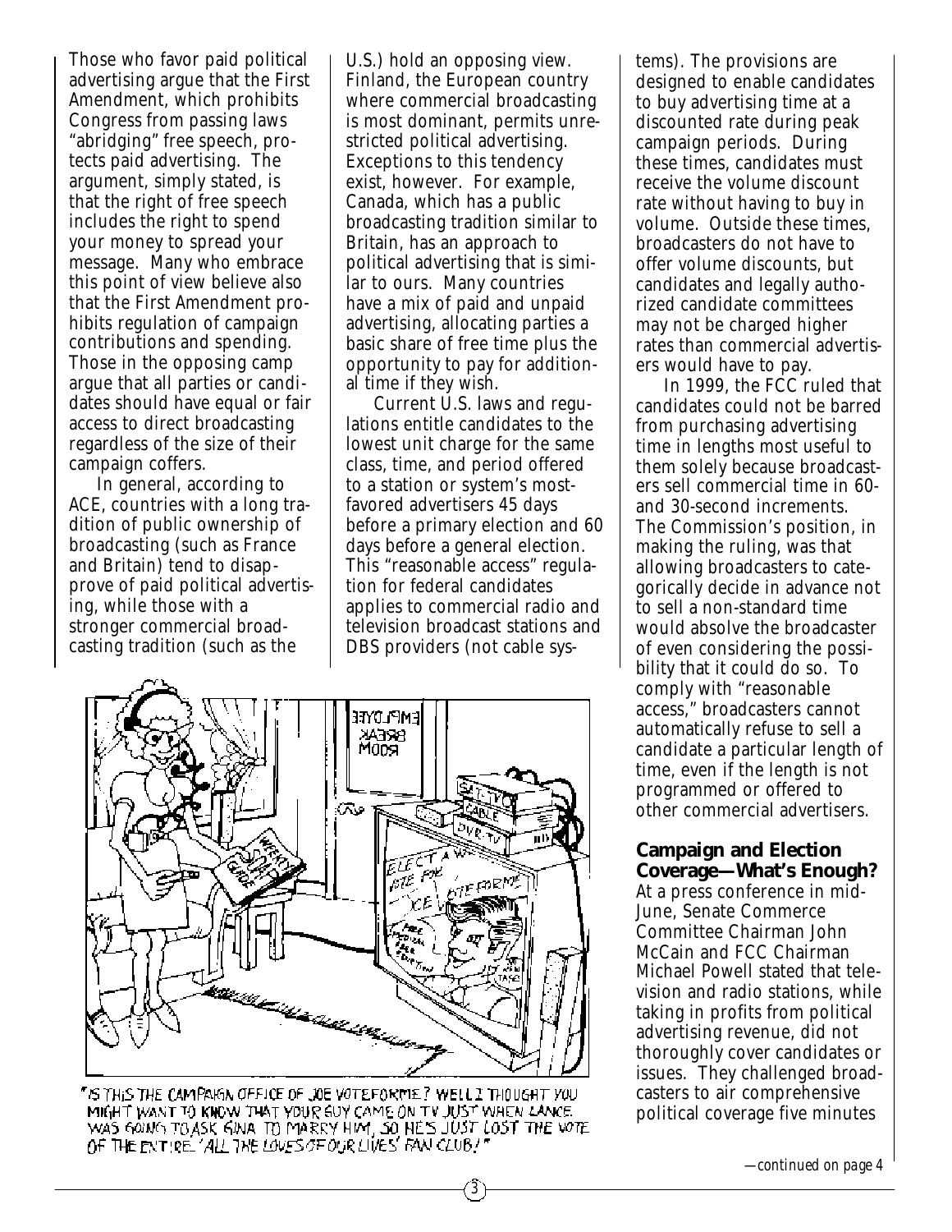Those who favor paid political advertising argue that the First Amendment, which prohibits Congress from passing laws "abridging" free speech, protects paid advertising. The argument, simply stated, is that the right of free speech includes the right to spend your money to spread your message. Many who embrace this point of view believe also that the First Amendment prohibits regulation of campaign contributions and spending. Those in the opposing camp argue that all parties or candidates should have equal or fair access to direct broadcasting regardless of the size of their campaign coffers.

In general, according to ACE, countries with a long tradition of public ownership of broadcasting (such as France and Britain) tend to disapprove of paid political advertising, while those with a stronger commercial broadcasting tradition (such as the U.S.) hold an opposing view. Finland, the European country where commercial broadcasting is most dominant, permits unrestricted political advertising. Exceptions to this tendency exist, however. For example, Canada, which has a public broadcasting tradition similar to Britain, has an approach to political advertising that is similar to ours. Many countries have a mix of paid and unpaid advertising, allocating parties a basic share of free time plus the opportunity to pay for additional time if they wish.

Current U.S. laws and regulations entitle candidates to the lowest unit charge for the same class, time, and period offered to a station or system's most-favored advertisers 45 days before a primary election and 60 days before a general election. This "reasonable access" regulation for federal candidates applies to commercial radio and television broadcast stations and DBS providers (not cable systems). The provisions are designed to enable candidates to buy advertising time at a discounted rate during peak campaign periods. During these times, candidates must receive the volume discount rate without having to buy in volume. Outside these times, broadcasters do not have to offer volume discounts, but candidates and legally authorized candidate committees may not be charged higher rates than commercial advertisers would have to pay.

In 1999, the FCC ruled that candidates could not be barred from purchasing advertising time in lengths most useful to them solely because broadcasters sell commercial time in 60- and 30-second increments. The Commission's position, in making the ruling, was that allowing broadcasters to categorically decide in advance not to sell a non-standard time would absolve the broadcaster of even considering the possibility that it could do so. To comply with "reasonable access," broadcasters cannot automatically refuse to sell a candidate a particular length of time, even if the length is not programmed or offered to other commercial advertisers.

"IS THIS THE CAMPAIGN OFFICE OF JOE VOTEFORME? WELL I THOUGHT YOU MIGHT WANT TO KNOW THAT YOUR GUY CAME ON TV JUST WHEN LANCE WAS GOING TO ASK GINA TO MARRY HIM, SO HE'S JUST LOST THE VOTE OF THE ENTIRE 'ALL THE LOVES OF OUR LIVES' FAN CLUB!"

### Campaign and Election Coverage—What's Enough?

At a press conference in mid-June, Senate Commerce Committee Chairman John McCain and FCC Chairman Michael Powell stated that television and radio stations, while taking in profits from political advertising revenue, did not thoroughly cover candidates or issues. They challenged broadcasters to air comprehensive political coverage five minutes

*—continued on page 4*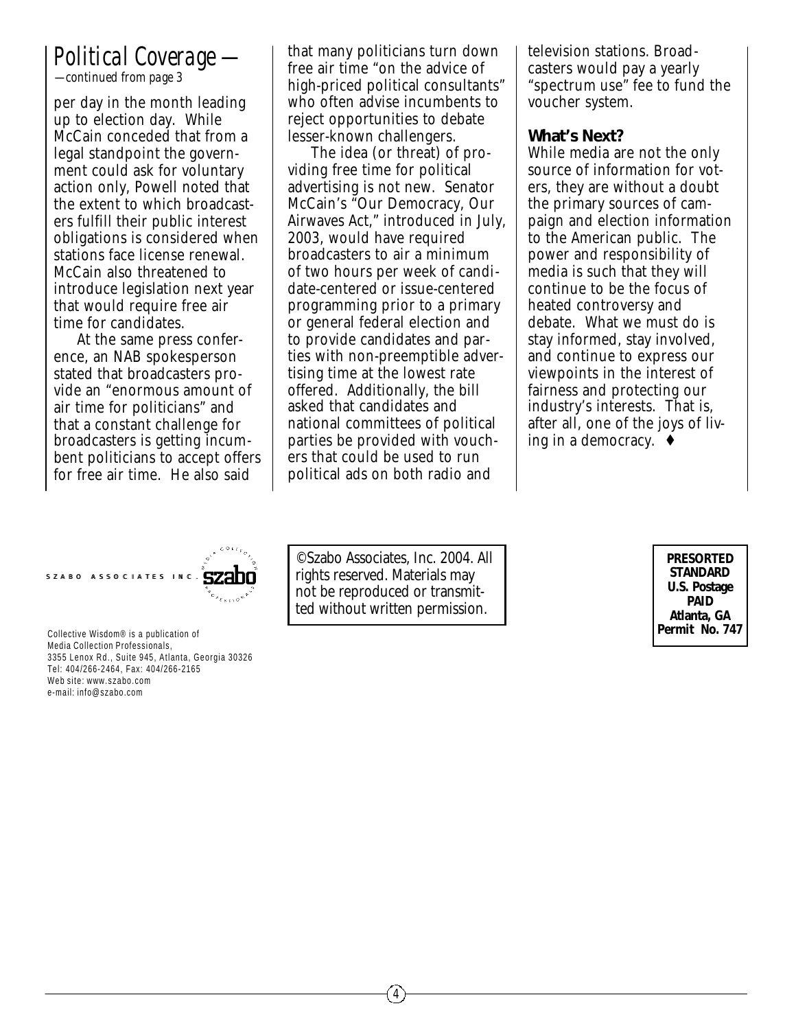# Political Coverage —

*—continued from page 3*

per day in the month leading up to election day. While McCain conceded that from a legal standpoint the government could ask for voluntary action only, Powell noted that the extent to which broadcasters fulfill their public interest obligations is considered when stations face license renewal. McCain also threatened to introduce legislation next year that would require free air time for candidates.

At the same press conference, an NAB spokesperson stated that broadcasters provide an "enormous amount of air time for politicians" and that a constant challenge for broadcasters is getting incumbent politicians to accept offers for free air time. He also said that many politicians turn down free air time "on the advice of high-priced political consultants" who often advise incumbents to reject opportunities to debate lesser-known challengers.

The idea (or threat) of providing free time for political advertising is not new. Senator McCain's "Our Democracy, Our Airwaves Act," introduced in July, 2003, would have required broadcasters to air a minimum of two hours per week of candidate-centered or issue-centered programming prior to a primary or general federal election and to provide candidates and parties with non-preemptible advertising time at the lowest rate offered. Additionally, the bill asked that candidates and national committees of political parties be provided with vouchers that could be used to run political ads on both radio and television stations. Broadcasters would pay a yearly "spectrum use" fee to fund the voucher system.

**What's Next?**

While media are not the only source of information for voters, they are without a doubt the primary sources of campaign and election information to the American public. The power and responsibility of media is such that they will continue to be the focus of heated controversy and debate. What we must do is stay informed, stay involved, and continue to express our viewpoints in the interest of fairness and protecting our industry's interests. That is, after all, one of the joys of living in a democracy. ♦

SZABO ASSOCIATES INC. szabo MEDIA COLLECTION PROFESSIONALS

Collective Wisdom® is a publication of Media Collection Professionals,
3355 Lenox Rd., Suite 945, Atlanta, Georgia 30326
Tel: 404/266-2464, Fax: 404/266-2165
Web site: www.szabo.com
e-mail: info@szabo.com

©Szabo Associates, Inc. 2004. All rights reserved. Materials may not be reproduced or transmitted without written permission.

**PRESORTED STANDARD U.S. Postage PAID Atlanta, GA Permit No. 747**